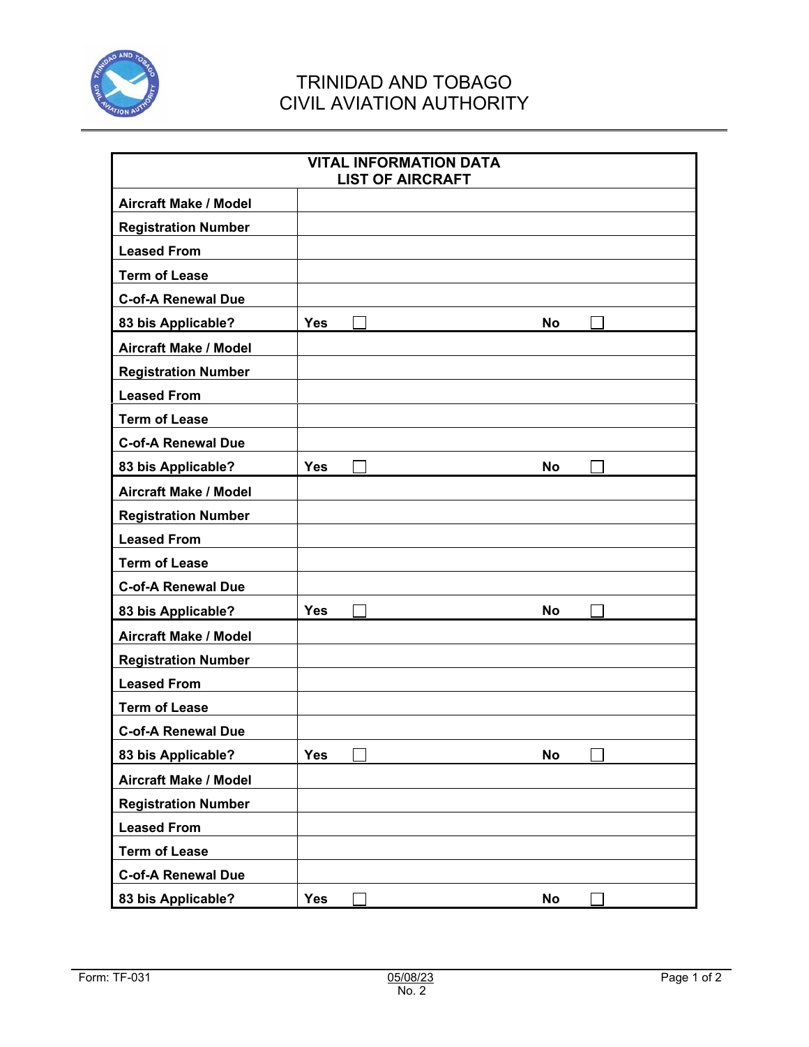# TRINIDAD AND TOBAGO
# CIVIL AVIATION AUTHORITY

| VITAL INFORMATION DATA<br>LIST OF AIRCRAFT | | |
|---|---|---|
| **Aircraft Make / Model** | | |
| **Registration Number** | | |
| **Leased From** | | |
| **Term of Lease** | | |
| **C-of-A Renewal Due** | | |
| **83 bis Applicable?** | **Yes** ☐ | **No** ☐ |
| **Aircraft Make / Model** | | |
| **Registration Number** | | |
| **Leased From** | | |
| **Term of Lease** | | |
| **C-of-A Renewal Due** | | |
| **83 bis Applicable?** | **Yes** ☐ | **No** ☐ |
| **Aircraft Make / Model** | | |
| **Registration Number** | | |
| **Leased From** | | |
| **Term of Lease** | | |
| **C-of-A Renewal Due** | | |
| **83 bis Applicable?** | **Yes** ☐ | **No** ☐ |
| **Aircraft Make / Model** | | |
| **Registration Number** | | |
| **Leased From** | | |
| **Term of Lease** | | |
| **C-of-A Renewal Due** | | |
| **83 bis Applicable?** | **Yes** ☐ | **No** ☐ |
| **Aircraft Make / Model** | | |
| **Registration Number** | | |
| **Leased From** | | |
| **Term of Lease** | | |
| **C-of-A Renewal Due** | | |
| **83 bis Applicable?** | **Yes** ☐ | **No** ☐ |

Form: TF-031 05/08/23 No. 2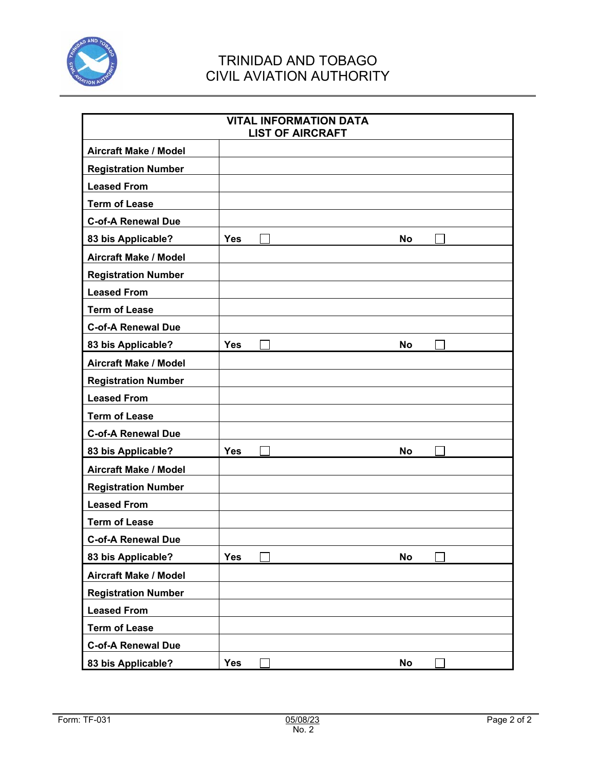TRINIDAD AND TOBAGO
CIVIL AVIATION AUTHORITY

| VITAL INFORMATION DATA<br>LIST OF AIRCRAFT | | |
|---|---|---|
| **Aircraft Make / Model** | | |
| **Registration Number** | | |
| **Leased From** | | |
| **Term of Lease** | | |
| **C-of-A Renewal Due** | | |
| **83 bis Applicable?** | **Yes** ☐ | **No** ☐ |
| **Aircraft Make / Model** | | |
| **Registration Number** | | |
| **Leased From** | | |
| **Term of Lease** | | |
| **C-of-A Renewal Due** | | |
| **83 bis Applicable?** | **Yes** ☐ | **No** ☐ |
| **Aircraft Make / Model** | | |
| **Registration Number** | | |
| **Leased From** | | |
| **Term of Lease** | | |
| **C-of-A Renewal Due** | | |
| **83 bis Applicable?** | **Yes** ☐ | **No** ☐ |
| **Aircraft Make / Model** | | |
| **Registration Number** | | |
| **Leased From** | | |
| **Term of Lease** | | |
| **C-of-A Renewal Due** | | |
| **83 bis Applicable?** | **Yes** ☐ | **No** ☐ |
| **Aircraft Make / Model** | | |
| **Registration Number** | | |
| **Leased From** | | |
| **Term of Lease** | | |
| **C-of-A Renewal Due** | | |
| **83 bis Applicable?** | **Yes** ☐ | **No** ☐ |

Form: TF-031 05/08/23 No. 2